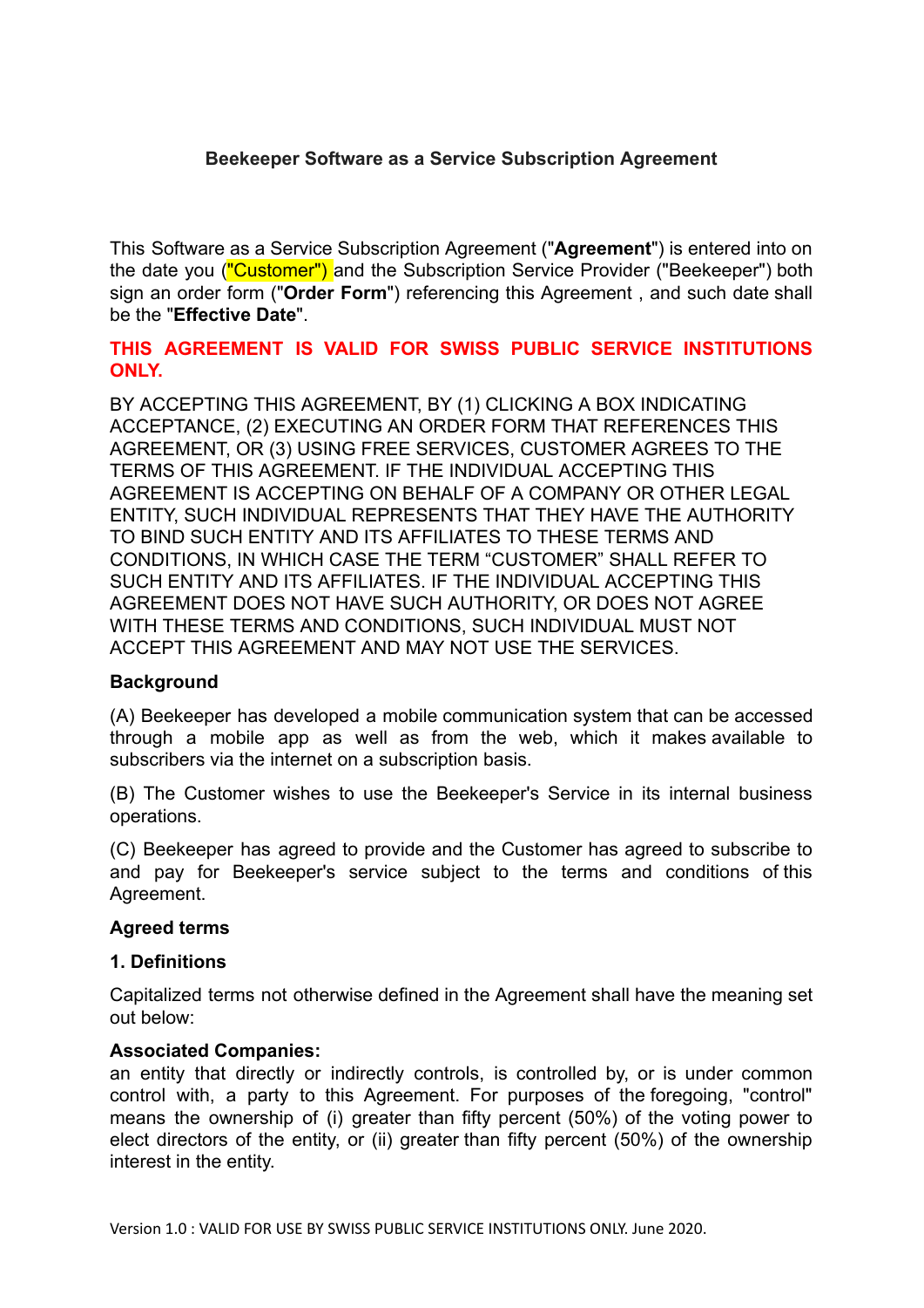# Beekeeper Software as a Service Subscription Agreement

This Software as a Service Subscription Agreement ("**Agreement**") is entered into on the date you ("Customer") and the Subscription Service Provider ("Beekeeper") both sign an order form ("**Order Form**") referencing this Agreement , and such date shall be the "**Effective Date**".

**THIS AGREEMENT IS VALID FOR SWISS PUBLIC SERVICE INSTITUTIONS ONLY.**

BY ACCEPTING THIS AGREEMENT, BY (1) CLICKING A BOX INDICATING ACCEPTANCE, (2) EXECUTING AN ORDER FORM THAT REFERENCES THIS AGREEMENT, OR (3) USING FREE SERVICES, CUSTOMER AGREES TO THE TERMS OF THIS AGREEMENT. IF THE INDIVIDUAL ACCEPTING THIS AGREEMENT IS ACCEPTING ON BEHALF OF A COMPANY OR OTHER LEGAL ENTITY, SUCH INDIVIDUAL REPRESENTS THAT THEY HAVE THE AUTHORITY TO BIND SUCH ENTITY AND ITS AFFILIATES TO THESE TERMS AND CONDITIONS, IN WHICH CASE THE TERM "CUSTOMER" SHALL REFER TO SUCH ENTITY AND ITS AFFILIATES. IF THE INDIVIDUAL ACCEPTING THIS AGREEMENT DOES NOT HAVE SUCH AUTHORITY, OR DOES NOT AGREE WITH THESE TERMS AND CONDITIONS, SUCH INDIVIDUAL MUST NOT ACCEPT THIS AGREEMENT AND MAY NOT USE THE SERVICES.

## Background

(A) Beekeeper has developed a mobile communication system that can be accessed through a mobile app as well as from the web, which it makes available to subscribers via the internet on a subscription basis.

(B) The Customer wishes to use the Beekeeper's Service in its internal business operations.

(C) Beekeeper has agreed to provide and the Customer has agreed to subscribe to and pay for Beekeeper's service subject to the terms and conditions of this Agreement.

## Agreed terms

### 1. Definitions

Capitalized terms not otherwise defined in the Agreement shall have the meaning set out below:

**Associated Companies:**
an entity that directly or indirectly controls, is controlled by, or is under common control with, a party to this Agreement. For purposes of the foregoing, "control" means the ownership of (i) greater than fifty percent (50%) of the voting power to elect directors of the entity, or (ii) greater than fifty percent (50%) of the ownership interest in the entity.

Version 1.0 : VALID FOR USE BY SWISS PUBLIC SERVICE INSTITUTIONS ONLY. June 2020.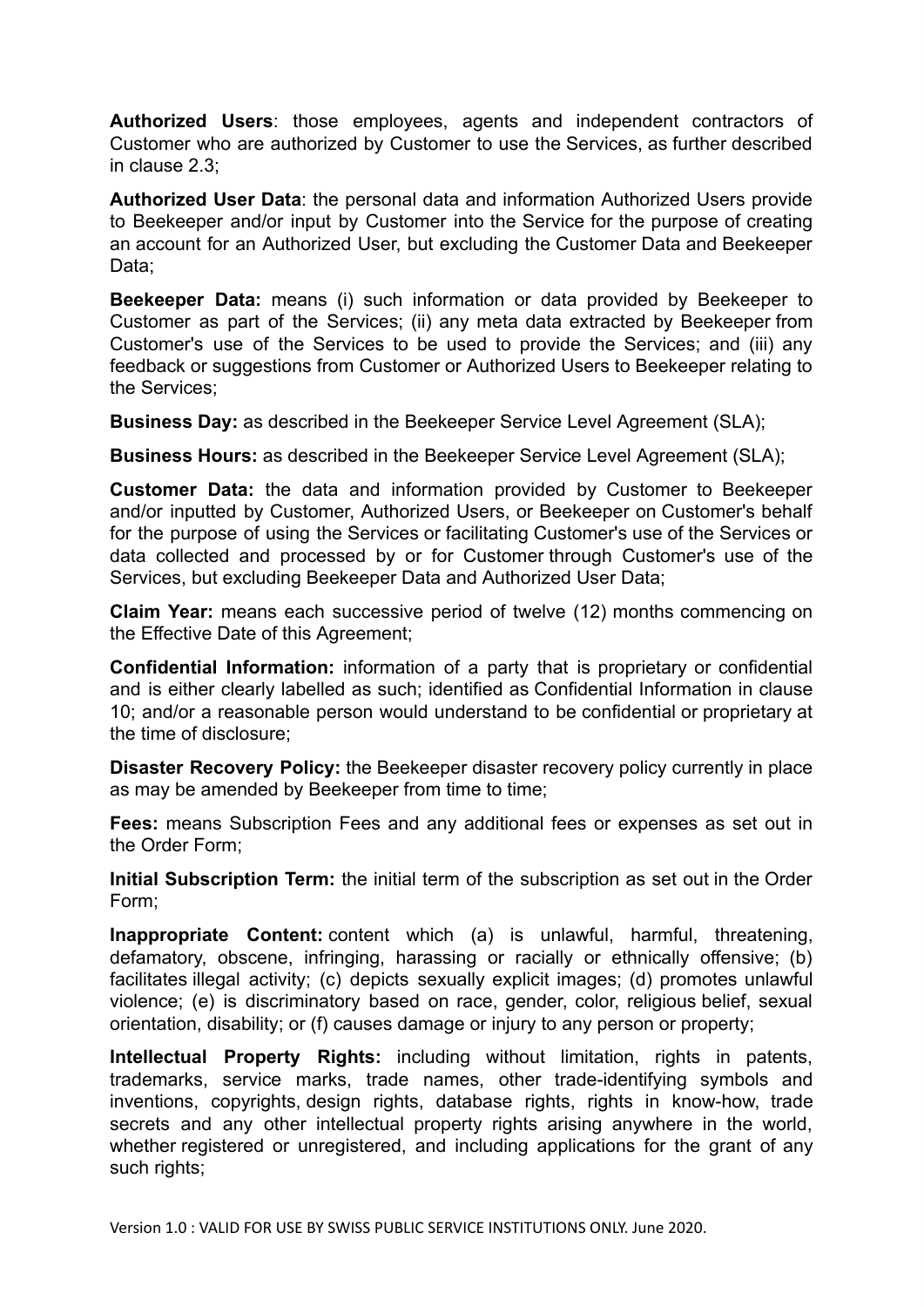**Authorized Users**: those employees, agents and independent contractors of Customer who are authorized by Customer to use the Services, as further described in clause 2.3;

**Authorized User Data**: the personal data and information Authorized Users provide to Beekeeper and/or input by Customer into the Service for the purpose of creating an account for an Authorized User, but excluding the Customer Data and Beekeeper Data;

**Beekeeper Data:** means (i) such information or data provided by Beekeeper to Customer as part of the Services; (ii) any meta data extracted by Beekeeper from Customer's use of the Services to be used to provide the Services; and (iii) any feedback or suggestions from Customer or Authorized Users to Beekeeper relating to the Services;

**Business Day:** as described in the Beekeeper Service Level Agreement (SLA);

**Business Hours:** as described in the Beekeeper Service Level Agreement (SLA);

**Customer Data:** the data and information provided by Customer to Beekeeper and/or inputted by Customer, Authorized Users, or Beekeeper on Customer's behalf for the purpose of using the Services or facilitating Customer's use of the Services or data collected and processed by or for Customer through Customer's use of the Services, but excluding Beekeeper Data and Authorized User Data;

**Claim Year:** means each successive period of twelve (12) months commencing on the Effective Date of this Agreement;

**Confidential Information:** information of a party that is proprietary or confidential and is either clearly labelled as such; identified as Confidential Information in clause 10; and/or a reasonable person would understand to be confidential or proprietary at the time of disclosure;

**Disaster Recovery Policy:** the Beekeeper disaster recovery policy currently in place as may be amended by Beekeeper from time to time;

**Fees:** means Subscription Fees and any additional fees or expenses as set out in the Order Form;

**Initial Subscription Term:** the initial term of the subscription as set out in the Order Form;

**Inappropriate Content:** content which (a) is unlawful, harmful, threatening, defamatory, obscene, infringing, harassing or racially or ethnically offensive; (b) facilitates illegal activity; (c) depicts sexually explicit images; (d) promotes unlawful violence; (e) is discriminatory based on race, gender, color, religious belief, sexual orientation, disability; or (f) causes damage or injury to any person or property;

**Intellectual Property Rights:** including without limitation, rights in patents, trademarks, service marks, trade names, other trade-identifying symbols and inventions, copyrights, design rights, database rights, rights in know-how, trade secrets and any other intellectual property rights arising anywhere in the world, whether registered or unregistered, and including applications for the grant of any such rights;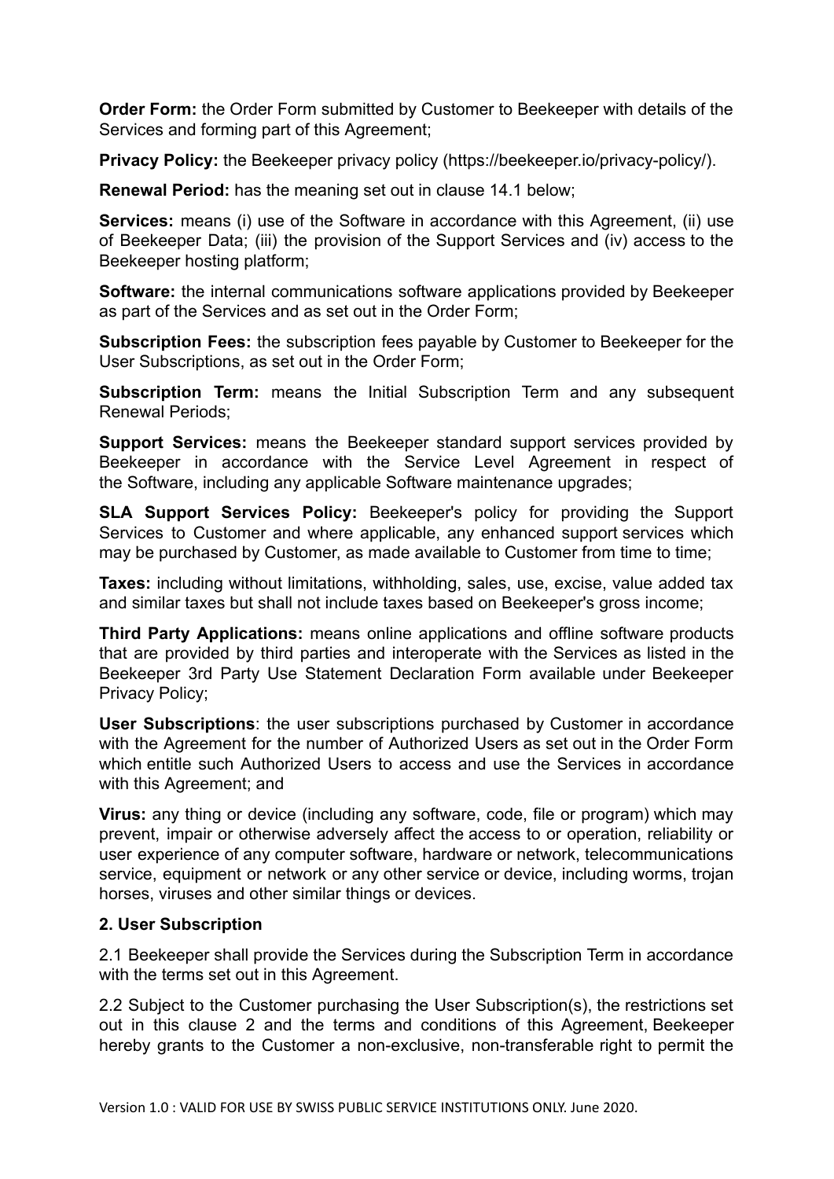**Order Form:** the Order Form submitted by Customer to Beekeeper with details of the Services and forming part of this Agreement;

**Privacy Policy:** the Beekeeper privacy policy (https://beekeeper.io/privacy-policy/).

**Renewal Period:** has the meaning set out in clause 14.1 below;

**Services:** means (i) use of the Software in accordance with this Agreement, (ii) use of Beekeeper Data; (iii) the provision of the Support Services and (iv) access to the Beekeeper hosting platform;

**Software:** the internal communications software applications provided by Beekeeper as part of the Services and as set out in the Order Form;

**Subscription Fees:** the subscription fees payable by Customer to Beekeeper for the User Subscriptions, as set out in the Order Form;

**Subscription Term:** means the Initial Subscription Term and any subsequent Renewal Periods;

**Support Services:** means the Beekeeper standard support services provided by Beekeeper in accordance with the Service Level Agreement in respect of the Software, including any applicable Software maintenance upgrades;

**SLA Support Services Policy:** Beekeeper's policy for providing the Support Services to Customer and where applicable, any enhanced support services which may be purchased by Customer, as made available to Customer from time to time;

**Taxes:** including without limitations, withholding, sales, use, excise, value added tax and similar taxes but shall not include taxes based on Beekeeper's gross income;

**Third Party Applications:** means online applications and offline software products that are provided by third parties and interoperate with the Services as listed in the Beekeeper 3rd Party Use Statement Declaration Form available under Beekeeper Privacy Policy;

**User Subscriptions**: the user subscriptions purchased by Customer in accordance with the Agreement for the number of Authorized Users as set out in the Order Form which entitle such Authorized Users to access and use the Services in accordance with this Agreement; and

**Virus:** any thing or device (including any software, code, file or program) which may prevent, impair or otherwise adversely affect the access to or operation, reliability or user experience of any computer software, hardware or network, telecommunications service, equipment or network or any other service or device, including worms, trojan horses, viruses and other similar things or devices.

**2. User Subscription**

2.1 Beekeeper shall provide the Services during the Subscription Term in accordance with the terms set out in this Agreement.

2.2 Subject to the Customer purchasing the User Subscription(s), the restrictions set out in this clause 2 and the terms and conditions of this Agreement, Beekeeper hereby grants to the Customer a non-exclusive, non-transferable right to permit the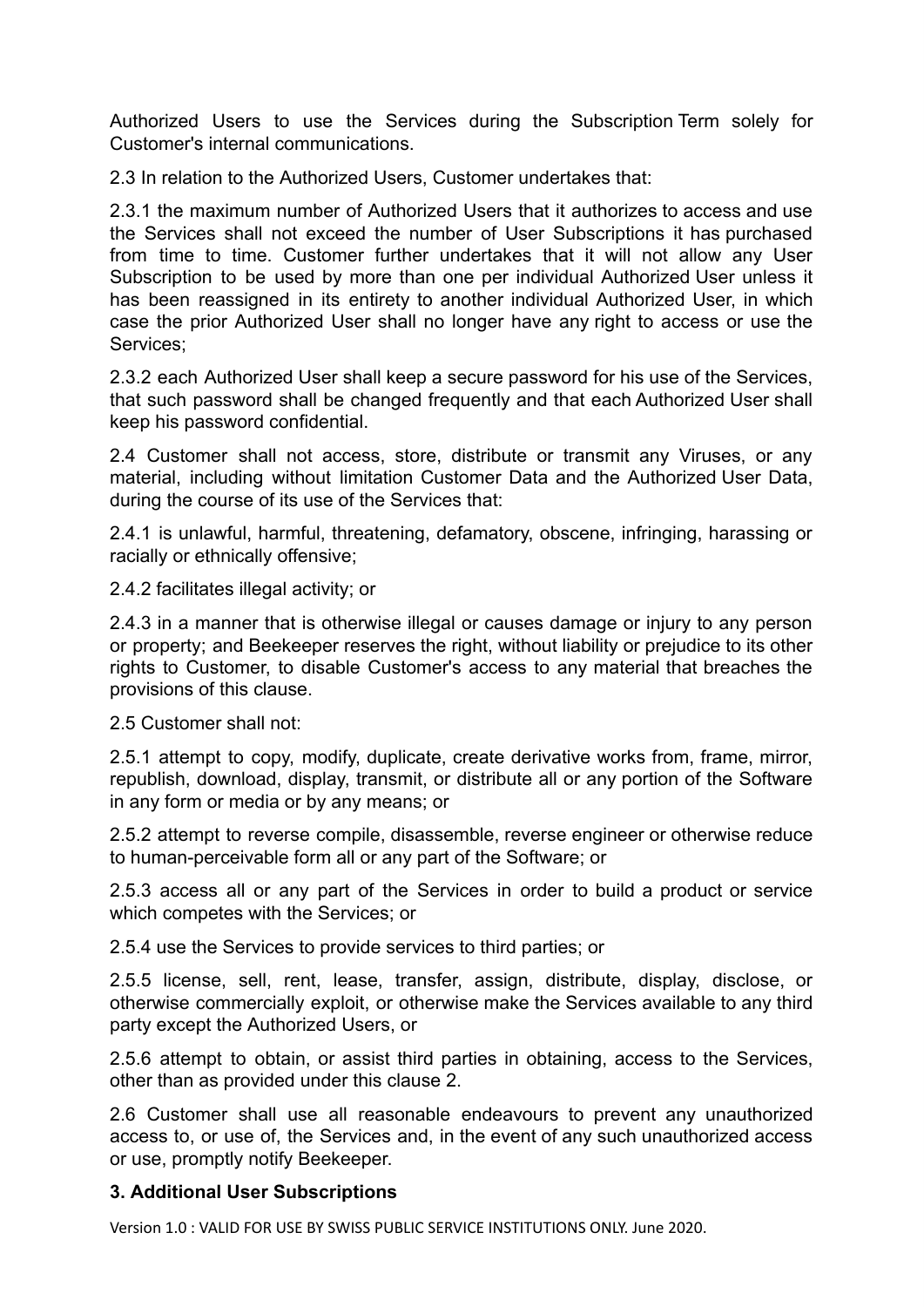Authorized Users to use the Services during the Subscription Term solely for Customer's internal communications.

2.3 In relation to the Authorized Users, Customer undertakes that:

2.3.1 the maximum number of Authorized Users that it authorizes to access and use the Services shall not exceed the number of User Subscriptions it has purchased from time to time. Customer further undertakes that it will not allow any User Subscription to be used by more than one per individual Authorized User unless it has been reassigned in its entirety to another individual Authorized User, in which case the prior Authorized User shall no longer have any right to access or use the Services;

2.3.2 each Authorized User shall keep a secure password for his use of the Services, that such password shall be changed frequently and that each Authorized User shall keep his password confidential.

2.4 Customer shall not access, store, distribute or transmit any Viruses, or any material, including without limitation Customer Data and the Authorized User Data, during the course of its use of the Services that:

2.4.1 is unlawful, harmful, threatening, defamatory, obscene, infringing, harassing or racially or ethnically offensive;

2.4.2 facilitates illegal activity; or

2.4.3 in a manner that is otherwise illegal or causes damage or injury to any person or property; and Beekeeper reserves the right, without liability or prejudice to its other rights to Customer, to disable Customer's access to any material that breaches the provisions of this clause.

2.5 Customer shall not:

2.5.1 attempt to copy, modify, duplicate, create derivative works from, frame, mirror, republish, download, display, transmit, or distribute all or any portion of the Software in any form or media or by any means; or

2.5.2 attempt to reverse compile, disassemble, reverse engineer or otherwise reduce to human-perceivable form all or any part of the Software; or

2.5.3 access all or any part of the Services in order to build a product or service which competes with the Services; or

2.5.4 use the Services to provide services to third parties; or

2.5.5 license, sell, rent, lease, transfer, assign, distribute, display, disclose, or otherwise commercially exploit, or otherwise make the Services available to any third party except the Authorized Users, or

2.5.6 attempt to obtain, or assist third parties in obtaining, access to the Services, other than as provided under this clause 2.

2.6 Customer shall use all reasonable endeavours to prevent any unauthorized access to, or use of, the Services and, in the event of any such unauthorized access or use, promptly notify Beekeeper.

**3. Additional User Subscriptions**

Version 1.0 : VALID FOR USE BY SWISS PUBLIC SERVICE INSTITUTIONS ONLY. June 2020.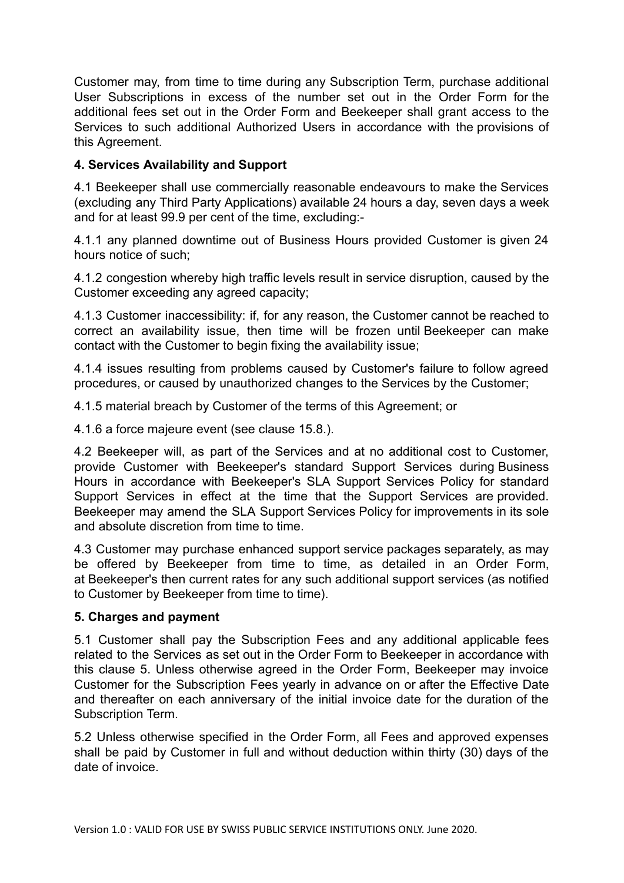Customer may, from time to time during any Subscription Term, purchase additional User Subscriptions in excess of the number set out in the Order Form for the additional fees set out in the Order Form and Beekeeper shall grant access to the Services to such additional Authorized Users in accordance with the provisions of this Agreement.

**4. Services Availability and Support**

4.1 Beekeeper shall use commercially reasonable endeavours to make the Services (excluding any Third Party Applications) available 24 hours a day, seven days a week and for at least 99.9 per cent of the time, excluding:-

4.1.1 any planned downtime out of Business Hours provided Customer is given 24 hours notice of such;

4.1.2 congestion whereby high traffic levels result in service disruption, caused by the Customer exceeding any agreed capacity;

4.1.3 Customer inaccessibility: if, for any reason, the Customer cannot be reached to correct an availability issue, then time will be frozen until Beekeeper can make contact with the Customer to begin fixing the availability issue;

4.1.4 issues resulting from problems caused by Customer's failure to follow agreed procedures, or caused by unauthorized changes to the Services by the Customer;

4.1.5 material breach by Customer of the terms of this Agreement; or

4.1.6 a force majeure event (see clause 15.8.).

4.2 Beekeeper will, as part of the Services and at no additional cost to Customer, provide Customer with Beekeeper's standard Support Services during Business Hours in accordance with Beekeeper's SLA Support Services Policy for standard Support Services in effect at the time that the Support Services are provided. Beekeeper may amend the SLA Support Services Policy for improvements in its sole and absolute discretion from time to time.

4.3 Customer may purchase enhanced support service packages separately, as may be offered by Beekeeper from time to time, as detailed in an Order Form, at Beekeeper's then current rates for any such additional support services (as notified to Customer by Beekeeper from time to time).

**5. Charges and payment**

5.1 Customer shall pay the Subscription Fees and any additional applicable fees related to the Services as set out in the Order Form to Beekeeper in accordance with this clause 5. Unless otherwise agreed in the Order Form, Beekeeper may invoice Customer for the Subscription Fees yearly in advance on or after the Effective Date and thereafter on each anniversary of the initial invoice date for the duration of the Subscription Term.

5.2 Unless otherwise specified in the Order Form, all Fees and approved expenses shall be paid by Customer in full and without deduction within thirty (30) days of the date of invoice.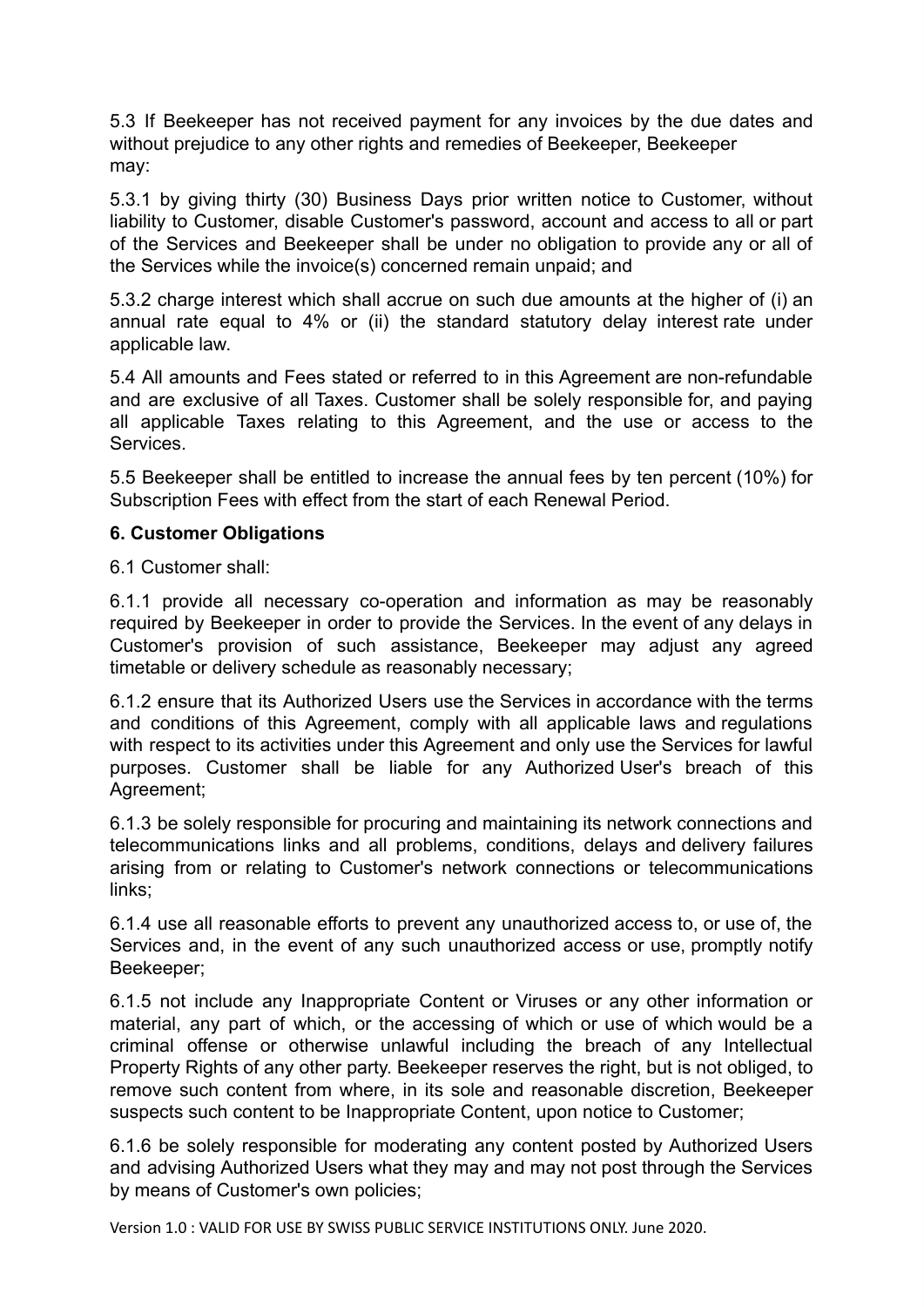5.3 If Beekeeper has not received payment for any invoices by the due dates and without prejudice to any other rights and remedies of Beekeeper, Beekeeper may:

5.3.1 by giving thirty (30) Business Days prior written notice to Customer, without liability to Customer, disable Customer's password, account and access to all or part of the Services and Beekeeper shall be under no obligation to provide any or all of the Services while the invoice(s) concerned remain unpaid; and

5.3.2 charge interest which shall accrue on such due amounts at the higher of (i) an annual rate equal to 4% or (ii) the standard statutory delay interest rate under applicable law.

5.4 All amounts and Fees stated or referred to in this Agreement are non-refundable and are exclusive of all Taxes. Customer shall be solely responsible for, and paying all applicable Taxes relating to this Agreement, and the use or access to the Services.

5.5 Beekeeper shall be entitled to increase the annual fees by ten percent (10%) for Subscription Fees with effect from the start of each Renewal Period.

### 6. Customer Obligations

6.1 Customer shall:

6.1.1 provide all necessary co-operation and information as may be reasonably required by Beekeeper in order to provide the Services. In the event of any delays in Customer's provision of such assistance, Beekeeper may adjust any agreed timetable or delivery schedule as reasonably necessary;

6.1.2 ensure that its Authorized Users use the Services in accordance with the terms and conditions of this Agreement, comply with all applicable laws and regulations with respect to its activities under this Agreement and only use the Services for lawful purposes. Customer shall be liable for any Authorized User's breach of this Agreement;

6.1.3 be solely responsible for procuring and maintaining its network connections and telecommunications links and all problems, conditions, delays and delivery failures arising from or relating to Customer's network connections or telecommunications links;

6.1.4 use all reasonable efforts to prevent any unauthorized access to, or use of, the Services and, in the event of any such unauthorized access or use, promptly notify Beekeeper;

6.1.5 not include any Inappropriate Content or Viruses or any other information or material, any part of which, or the accessing of which or use of which would be a criminal offense or otherwise unlawful including the breach of any Intellectual Property Rights of any other party. Beekeeper reserves the right, but is not obliged, to remove such content from where, in its sole and reasonable discretion, Beekeeper suspects such content to be Inappropriate Content, upon notice to Customer;

6.1.6 be solely responsible for moderating any content posted by Authorized Users and advising Authorized Users what they may and may not post through the Services by means of Customer's own policies;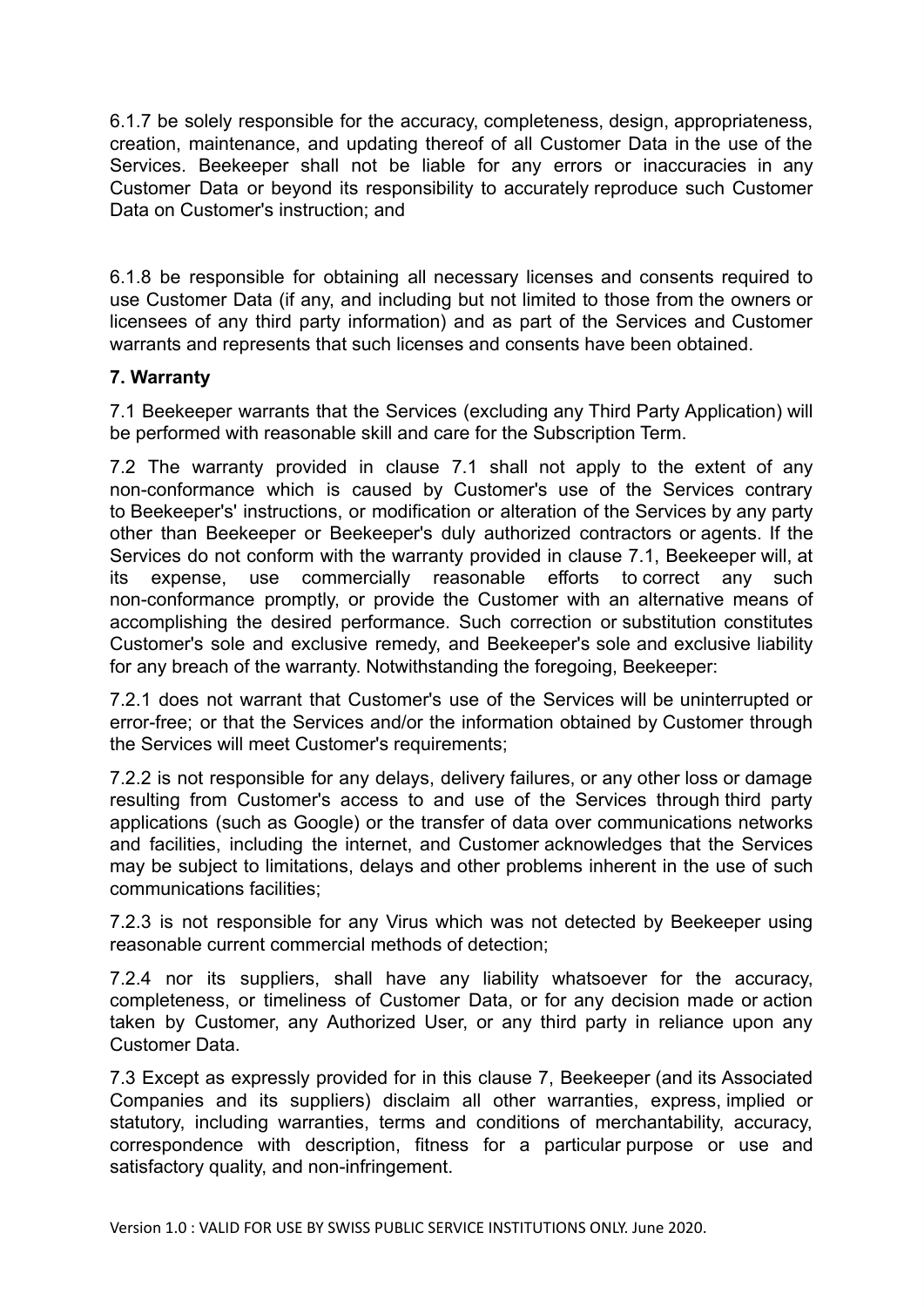6.1.7 be solely responsible for the accuracy, completeness, design, appropriateness, creation, maintenance, and updating thereof of all Customer Data in the use of the Services. Beekeeper shall not be liable for any errors or inaccuracies in any Customer Data or beyond its responsibility to accurately reproduce such Customer Data on Customer's instruction; and

6.1.8 be responsible for obtaining all necessary licenses and consents required to use Customer Data (if any, and including but not limited to those from the owners or licensees of any third party information) and as part of the Services and Customer warrants and represents that such licenses and consents have been obtained.

**7. Warranty**

7.1 Beekeeper warrants that the Services (excluding any Third Party Application) will be performed with reasonable skill and care for the Subscription Term.

7.2 The warranty provided in clause 7.1 shall not apply to the extent of any non-conformance which is caused by Customer's use of the Services contrary to Beekeeper's' instructions, or modification or alteration of the Services by any party other than Beekeeper or Beekeeper's duly authorized contractors or agents. If the Services do not conform with the warranty provided in clause 7.1, Beekeeper will, at its expense, use commercially reasonable efforts to correct any such non-conformance promptly, or provide the Customer with an alternative means of accomplishing the desired performance. Such correction or substitution constitutes Customer's sole and exclusive remedy, and Beekeeper's sole and exclusive liability for any breach of the warranty. Notwithstanding the foregoing, Beekeeper:

7.2.1 does not warrant that Customer's use of the Services will be uninterrupted or error-free; or that the Services and/or the information obtained by Customer through the Services will meet Customer's requirements;

7.2.2 is not responsible for any delays, delivery failures, or any other loss or damage resulting from Customer's access to and use of the Services through third party applications (such as Google) or the transfer of data over communications networks and facilities, including the internet, and Customer acknowledges that the Services may be subject to limitations, delays and other problems inherent in the use of such communications facilities;

7.2.3 is not responsible for any Virus which was not detected by Beekeeper using reasonable current commercial methods of detection;

7.2.4 nor its suppliers, shall have any liability whatsoever for the accuracy, completeness, or timeliness of Customer Data, or for any decision made or action taken by Customer, any Authorized User, or any third party in reliance upon any Customer Data.

7.3 Except as expressly provided for in this clause 7, Beekeeper (and its Associated Companies and its suppliers) disclaim all other warranties, express, implied or statutory, including warranties, terms and conditions of merchantability, accuracy, correspondence with description, fitness for a particular purpose or use and satisfactory quality, and non-infringement.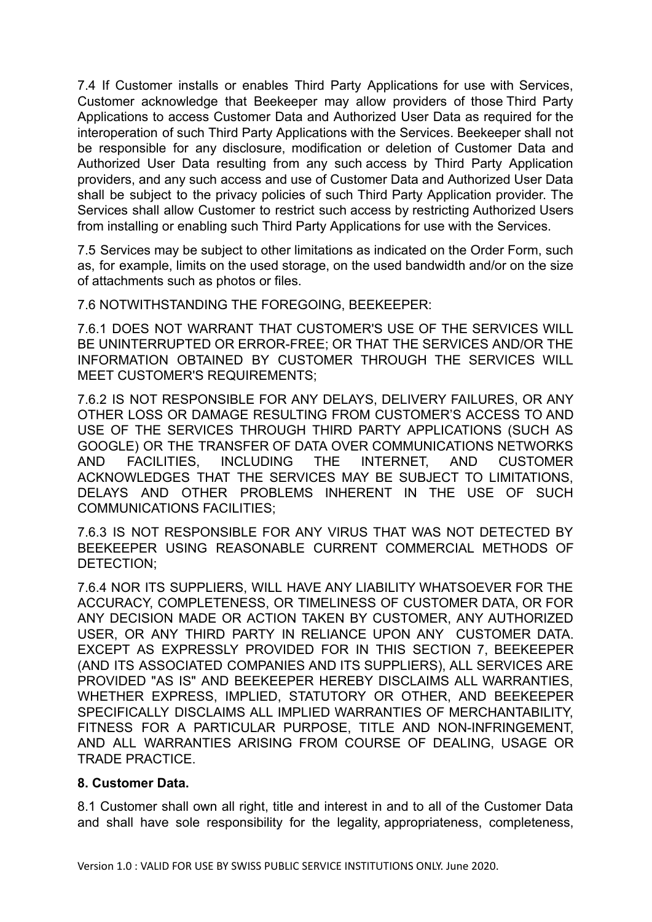7.4 If Customer installs or enables Third Party Applications for use with Services, Customer acknowledge that Beekeeper may allow providers of those Third Party Applications to access Customer Data and Authorized User Data as required for the interoperation of such Third Party Applications with the Services. Beekeeper shall not be responsible for any disclosure, modification or deletion of Customer Data and Authorized User Data resulting from any such access by Third Party Application providers, and any such access and use of Customer Data and Authorized User Data shall be subject to the privacy policies of such Third Party Application provider. The Services shall allow Customer to restrict such access by restricting Authorized Users from installing or enabling such Third Party Applications for use with the Services.

7.5 Services may be subject to other limitations as indicated on the Order Form, such as, for example, limits on the used storage, on the used bandwidth and/or on the size of attachments such as photos or files.

7.6 NOTWITHSTANDING THE FOREGOING, BEEKEEPER:

7.6.1 DOES NOT WARRANT THAT CUSTOMER'S USE OF THE SERVICES WILL BE UNINTERRUPTED OR ERROR-FREE; OR THAT THE SERVICES AND/OR THE INFORMATION OBTAINED BY CUSTOMER THROUGH THE SERVICES WILL MEET CUSTOMER'S REQUIREMENTS;

7.6.2 IS NOT RESPONSIBLE FOR ANY DELAYS, DELIVERY FAILURES, OR ANY OTHER LOSS OR DAMAGE RESULTING FROM CUSTOMER'S ACCESS TO AND USE OF THE SERVICES THROUGH THIRD PARTY APPLICATIONS (SUCH AS GOOGLE) OR THE TRANSFER OF DATA OVER COMMUNICATIONS NETWORKS AND FACILITIES, INCLUDING THE INTERNET, AND CUSTOMER ACKNOWLEDGES THAT THE SERVICES MAY BE SUBJECT TO LIMITATIONS, DELAYS AND OTHER PROBLEMS INHERENT IN THE USE OF SUCH COMMUNICATIONS FACILITIES;

7.6.3 IS NOT RESPONSIBLE FOR ANY VIRUS THAT WAS NOT DETECTED BY BEEKEEPER USING REASONABLE CURRENT COMMERCIAL METHODS OF DETECTION;

7.6.4 NOR ITS SUPPLIERS, WILL HAVE ANY LIABILITY WHATSOEVER FOR THE ACCURACY, COMPLETENESS, OR TIMELINESS OF CUSTOMER DATA, OR FOR ANY DECISION MADE OR ACTION TAKEN BY CUSTOMER, ANY AUTHORIZED USER, OR ANY THIRD PARTY IN RELIANCE UPON ANY CUSTOMER DATA. EXCEPT AS EXPRESSLY PROVIDED FOR IN THIS SECTION 7, BEEKEEPER (AND ITS ASSOCIATED COMPANIES AND ITS SUPPLIERS), ALL SERVICES ARE PROVIDED "AS IS" AND BEEKEEPER HEREBY DISCLAIMS ALL WARRANTIES, WHETHER EXPRESS, IMPLIED, STATUTORY OR OTHER, AND BEEKEEPER SPECIFICALLY DISCLAIMS ALL IMPLIED WARRANTIES OF MERCHANTABILITY, FITNESS FOR A PARTICULAR PURPOSE, TITLE AND NON-INFRINGEMENT, AND ALL WARRANTIES ARISING FROM COURSE OF DEALING, USAGE OR TRADE PRACTICE.

**8. Customer Data.**

8.1 Customer shall own all right, title and interest in and to all of the Customer Data and shall have sole responsibility for the legality, appropriateness, completeness,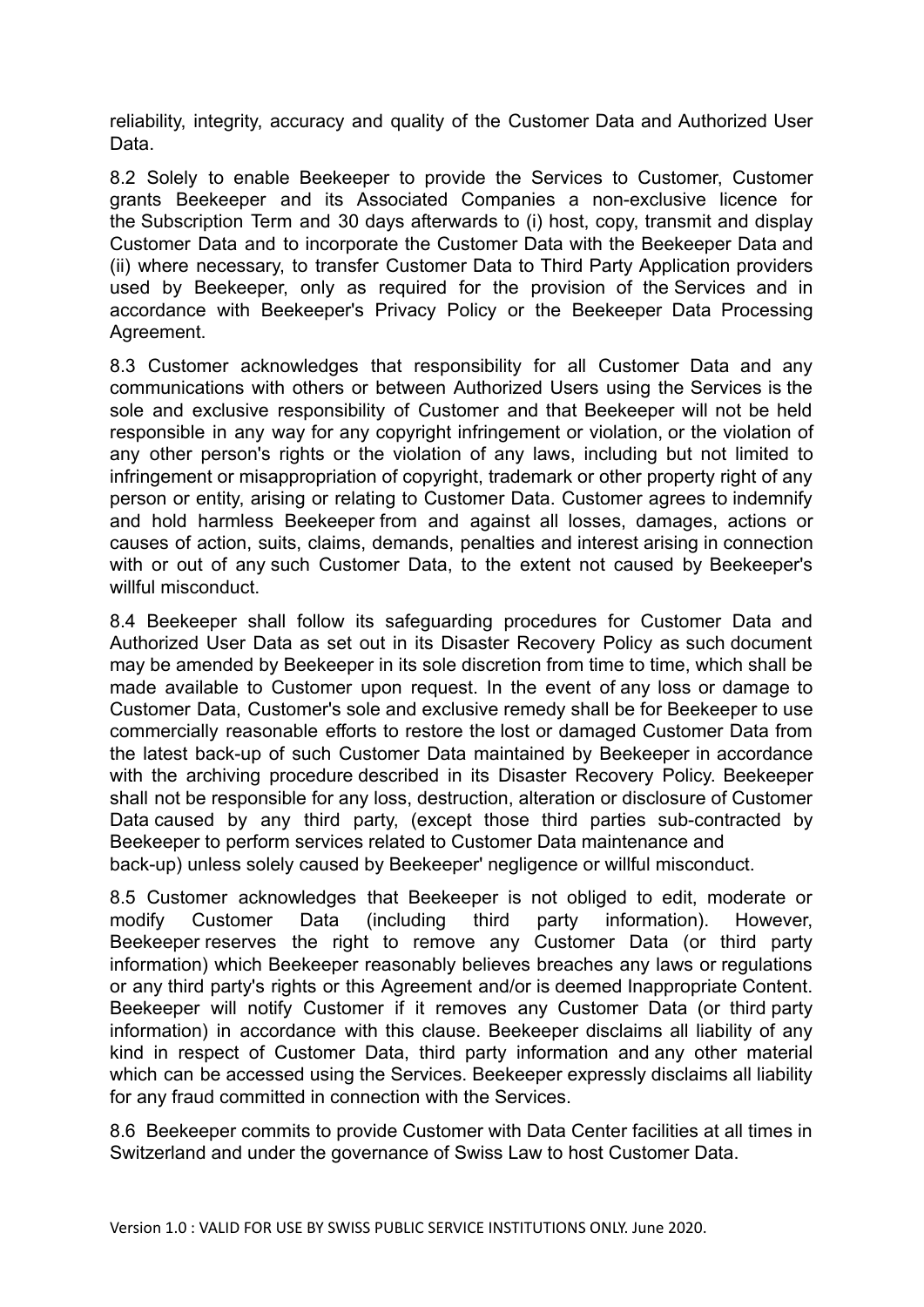reliability, integrity, accuracy and quality of the Customer Data and Authorized User Data.

8.2 Solely to enable Beekeeper to provide the Services to Customer, Customer grants Beekeeper and its Associated Companies a non-exclusive licence for the Subscription Term and 30 days afterwards to (i) host, copy, transmit and display Customer Data and to incorporate the Customer Data with the Beekeeper Data and (ii) where necessary, to transfer Customer Data to Third Party Application providers used by Beekeeper, only as required for the provision of the Services and in accordance with Beekeeper's Privacy Policy or the Beekeeper Data Processing Agreement.

8.3 Customer acknowledges that responsibility for all Customer Data and any communications with others or between Authorized Users using the Services is the sole and exclusive responsibility of Customer and that Beekeeper will not be held responsible in any way for any copyright infringement or violation, or the violation of any other person's rights or the violation of any laws, including but not limited to infringement or misappropriation of copyright, trademark or other property right of any person or entity, arising or relating to Customer Data. Customer agrees to indemnify and hold harmless Beekeeper from and against all losses, damages, actions or causes of action, suits, claims, demands, penalties and interest arising in connection with or out of any such Customer Data, to the extent not caused by Beekeeper's willful misconduct.

8.4 Beekeeper shall follow its safeguarding procedures for Customer Data and Authorized User Data as set out in its Disaster Recovery Policy as such document may be amended by Beekeeper in its sole discretion from time to time, which shall be made available to Customer upon request. In the event of any loss or damage to Customer Data, Customer's sole and exclusive remedy shall be for Beekeeper to use commercially reasonable efforts to restore the lost or damaged Customer Data from the latest back-up of such Customer Data maintained by Beekeeper in accordance with the archiving procedure described in its Disaster Recovery Policy. Beekeeper shall not be responsible for any loss, destruction, alteration or disclosure of Customer Data caused by any third party, (except those third parties sub-contracted by Beekeeper to perform services related to Customer Data maintenance and back-up) unless solely caused by Beekeeper' negligence or willful misconduct.

8.5 Customer acknowledges that Beekeeper is not obliged to edit, moderate or modify Customer Data (including third party information). However, Beekeeper reserves the right to remove any Customer Data (or third party information) which Beekeeper reasonably believes breaches any laws or regulations or any third party's rights or this Agreement and/or is deemed Inappropriate Content. Beekeeper will notify Customer if it removes any Customer Data (or third party information) in accordance with this clause. Beekeeper disclaims all liability of any kind in respect of Customer Data, third party information and any other material which can be accessed using the Services. Beekeeper expressly disclaims all liability for any fraud committed in connection with the Services.

8.6 Beekeeper commits to provide Customer with Data Center facilities at all times in Switzerland and under the governance of Swiss Law to host Customer Data.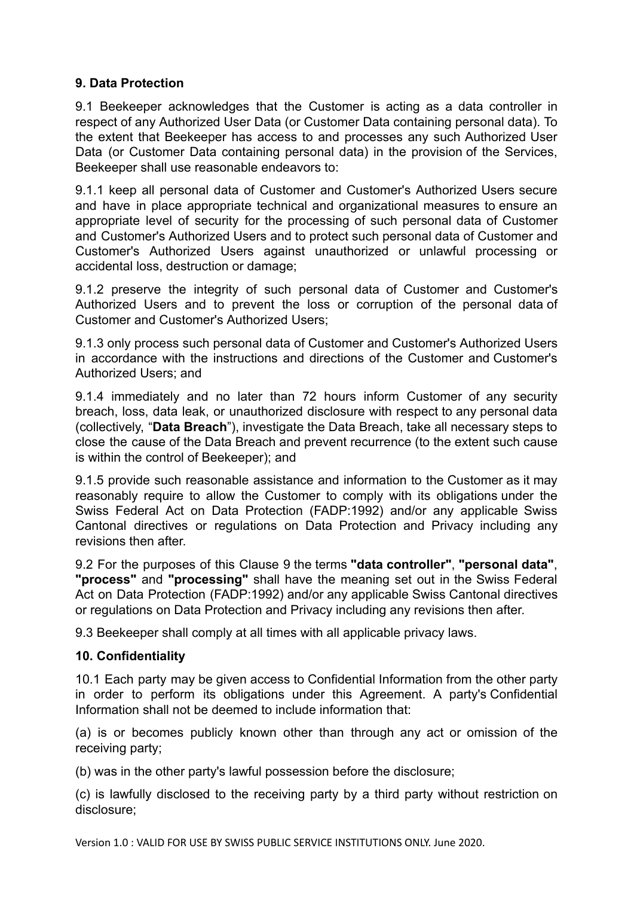## 9. Data Protection

9.1 Beekeeper acknowledges that the Customer is acting as a data controller in respect of any Authorized User Data (or Customer Data containing personal data). To the extent that Beekeeper has access to and processes any such Authorized User Data (or Customer Data containing personal data) in the provision of the Services, Beekeeper shall use reasonable endeavors to:

9.1.1 keep all personal data of Customer and Customer's Authorized Users secure and have in place appropriate technical and organizational measures to ensure an appropriate level of security for the processing of such personal data of Customer and Customer's Authorized Users and to protect such personal data of Customer and Customer's Authorized Users against unauthorized or unlawful processing or accidental loss, destruction or damage;

9.1.2 preserve the integrity of such personal data of Customer and Customer's Authorized Users and to prevent the loss or corruption of the personal data of Customer and Customer's Authorized Users;

9.1.3 only process such personal data of Customer and Customer's Authorized Users in accordance with the instructions and directions of the Customer and Customer's Authorized Users; and

9.1.4 immediately and no later than 72 hours inform Customer of any security breach, loss, data leak, or unauthorized disclosure with respect to any personal data (collectively, "**Data Breach**"), investigate the Data Breach, take all necessary steps to close the cause of the Data Breach and prevent recurrence (to the extent such cause is within the control of Beekeeper); and

9.1.5 provide such reasonable assistance and information to the Customer as it may reasonably require to allow the Customer to comply with its obligations under the Swiss Federal Act on Data Protection (FADP:1992) and/or any applicable Swiss Cantonal directives or regulations on Data Protection and Privacy including any revisions then after.

9.2 For the purposes of this Clause 9 the terms **"data controller"**, **"personal data"**, **"process"** and **"processing"** shall have the meaning set out in the Swiss Federal Act on Data Protection (FADP:1992) and/or any applicable Swiss Cantonal directives or regulations on Data Protection and Privacy including any revisions then after.

9.3 Beekeeper shall comply at all times with all applicable privacy laws.

## 10. Confidentiality

10.1 Each party may be given access to Confidential Information from the other party in order to perform its obligations under this Agreement. A party's Confidential Information shall not be deemed to include information that:

(a) is or becomes publicly known other than through any act or omission of the receiving party;

(b) was in the other party's lawful possession before the disclosure;

(c) is lawfully disclosed to the receiving party by a third party without restriction on disclosure;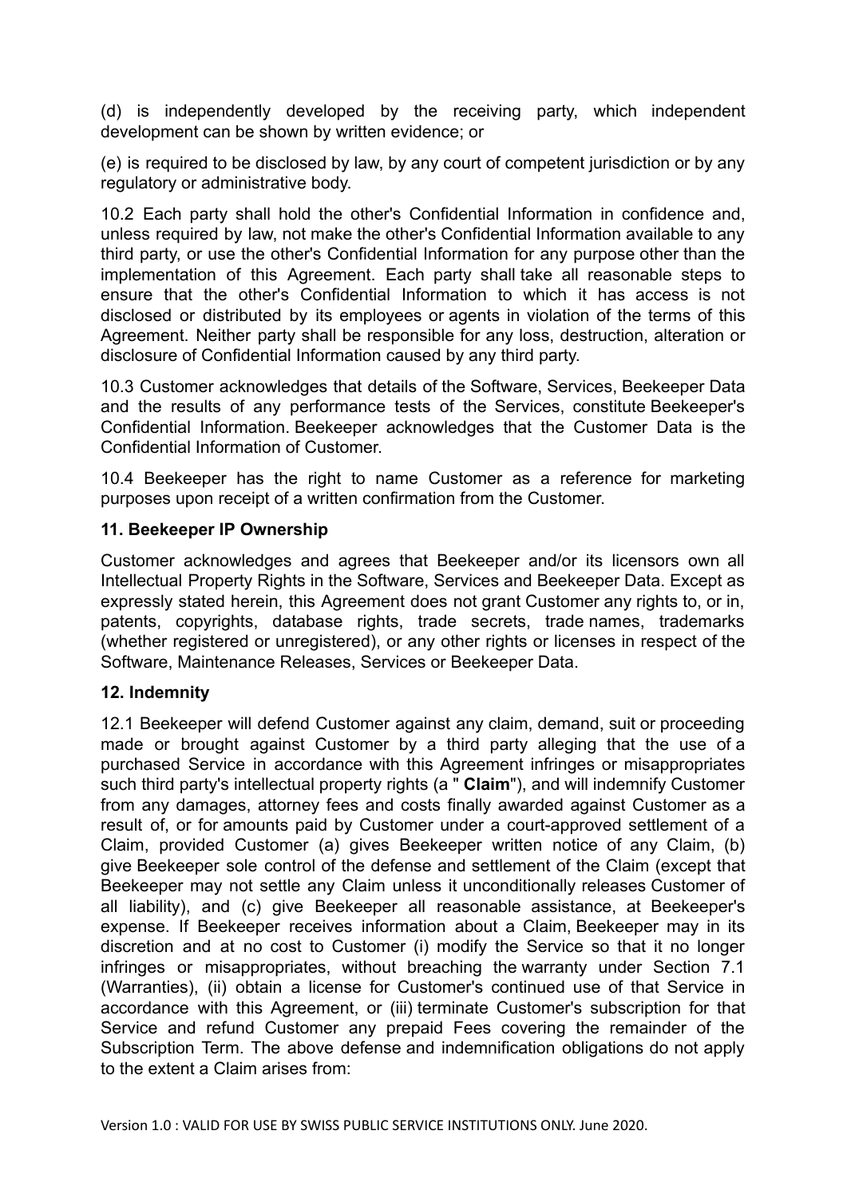(d) is independently developed by the receiving party, which independent development can be shown by written evidence; or

(e) is required to be disclosed by law, by any court of competent jurisdiction or by any regulatory or administrative body.

10.2 Each party shall hold the other's Confidential Information in confidence and, unless required by law, not make the other's Confidential Information available to any third party, or use the other's Confidential Information for any purpose other than the implementation of this Agreement. Each party shall take all reasonable steps to ensure that the other's Confidential Information to which it has access is not disclosed or distributed by its employees or agents in violation of the terms of this Agreement. Neither party shall be responsible for any loss, destruction, alteration or disclosure of Confidential Information caused by any third party.

10.3 Customer acknowledges that details of the Software, Services, Beekeeper Data and the results of any performance tests of the Services, constitute Beekeeper's Confidential Information. Beekeeper acknowledges that the Customer Data is the Confidential Information of Customer.

10.4 Beekeeper has the right to name Customer as a reference for marketing purposes upon receipt of a written confirmation from the Customer.

### 11. Beekeeper IP Ownership

Customer acknowledges and agrees that Beekeeper and/or its licensors own all Intellectual Property Rights in the Software, Services and Beekeeper Data. Except as expressly stated herein, this Agreement does not grant Customer any rights to, or in, patents, copyrights, database rights, trade secrets, trade names, trademarks (whether registered or unregistered), or any other rights or licenses in respect of the Software, Maintenance Releases, Services or Beekeeper Data.

### 12. Indemnity

12.1 Beekeeper will defend Customer against any claim, demand, suit or proceeding made or brought against Customer by a third party alleging that the use of a purchased Service in accordance with this Agreement infringes or misappropriates such third party's intellectual property rights (a " **Claim**"), and will indemnify Customer from any damages, attorney fees and costs finally awarded against Customer as a result of, or for amounts paid by Customer under a court-approved settlement of a Claim, provided Customer (a) gives Beekeeper written notice of any Claim, (b) give Beekeeper sole control of the defense and settlement of the Claim (except that Beekeeper may not settle any Claim unless it unconditionally releases Customer of all liability), and (c) give Beekeeper all reasonable assistance, at Beekeeper's expense. If Beekeeper receives information about a Claim, Beekeeper may in its discretion and at no cost to Customer (i) modify the Service so that it no longer infringes or misappropriates, without breaching the warranty under Section 7.1 (Warranties), (ii) obtain a license for Customer's continued use of that Service in accordance with this Agreement, or (iii) terminate Customer's subscription for that Service and refund Customer any prepaid Fees covering the remainder of the Subscription Term. The above defense and indemnification obligations do not apply to the extent a Claim arises from: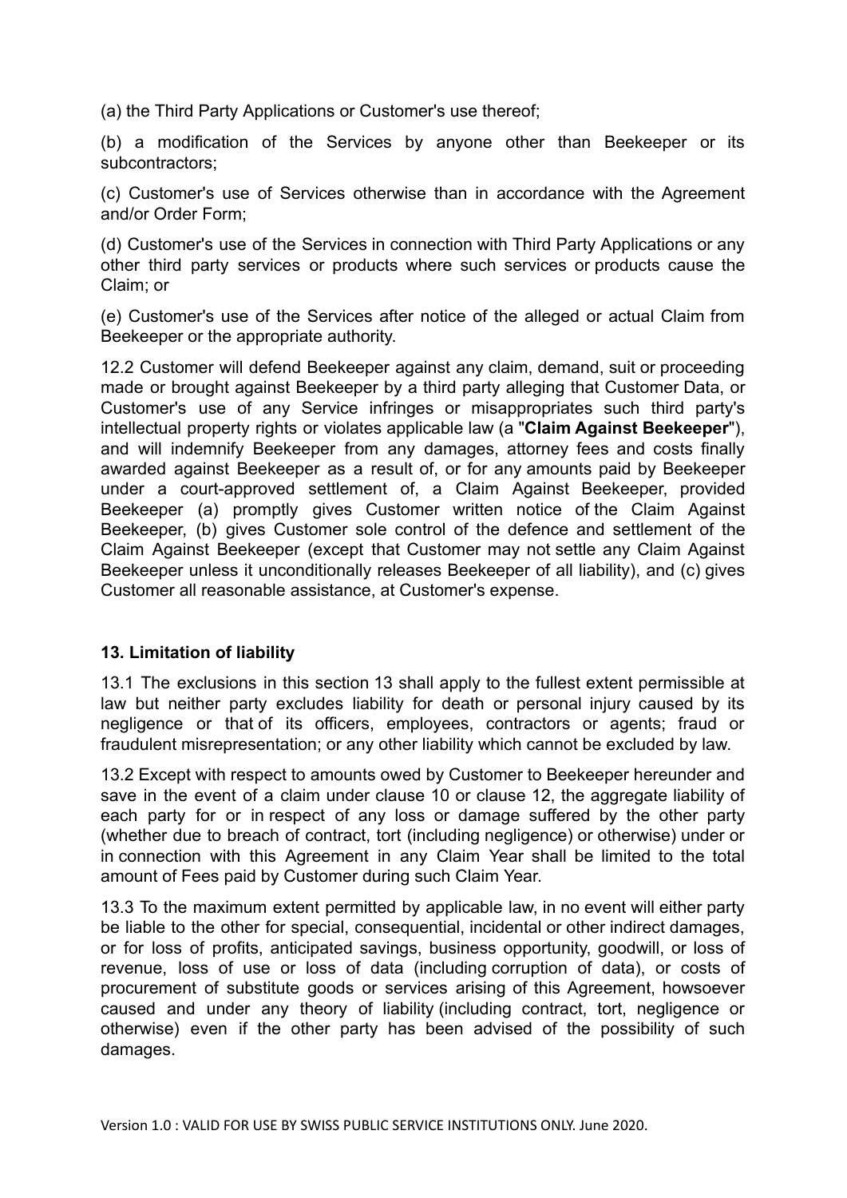(a) the Third Party Applications or Customer's use thereof;

(b) a modification of the Services by anyone other than Beekeeper or its subcontractors;

(c) Customer's use of Services otherwise than in accordance with the Agreement and/or Order Form;

(d) Customer's use of the Services in connection with Third Party Applications or any other third party services or products where such services or products cause the Claim; or

(e) Customer's use of the Services after notice of the alleged or actual Claim from Beekeeper or the appropriate authority.

12.2 Customer will defend Beekeeper against any claim, demand, suit or proceeding made or brought against Beekeeper by a third party alleging that Customer Data, or Customer's use of any Service infringes or misappropriates such third party's intellectual property rights or violates applicable law (a "**Claim Against Beekeeper**"), and will indemnify Beekeeper from any damages, attorney fees and costs finally awarded against Beekeeper as a result of, or for any amounts paid by Beekeeper under a court-approved settlement of, a Claim Against Beekeeper, provided Beekeeper (a) promptly gives Customer written notice of the Claim Against Beekeeper, (b) gives Customer sole control of the defence and settlement of the Claim Against Beekeeper (except that Customer may not settle any Claim Against Beekeeper unless it unconditionally releases Beekeeper of all liability), and (c) gives Customer all reasonable assistance, at Customer's expense.

### 13. Limitation of liability

13.1 The exclusions in this section 13 shall apply to the fullest extent permissible at law but neither party excludes liability for death or personal injury caused by its negligence or that of its officers, employees, contractors or agents; fraud or fraudulent misrepresentation; or any other liability which cannot be excluded by law.

13.2 Except with respect to amounts owed by Customer to Beekeeper hereunder and save in the event of a claim under clause 10 or clause 12, the aggregate liability of each party for or in respect of any loss or damage suffered by the other party (whether due to breach of contract, tort (including negligence) or otherwise) under or in connection with this Agreement in any Claim Year shall be limited to the total amount of Fees paid by Customer during such Claim Year.

13.3 To the maximum extent permitted by applicable law, in no event will either party be liable to the other for special, consequential, incidental or other indirect damages, or for loss of profits, anticipated savings, business opportunity, goodwill, or loss of revenue, loss of use or loss of data (including corruption of data), or costs of procurement of substitute goods or services arising of this Agreement, howsoever caused and under any theory of liability (including contract, tort, negligence or otherwise) even if the other party has been advised of the possibility of such damages.

Version 1.0 : VALID FOR USE BY SWISS PUBLIC SERVICE INSTITUTIONS ONLY. June 2020.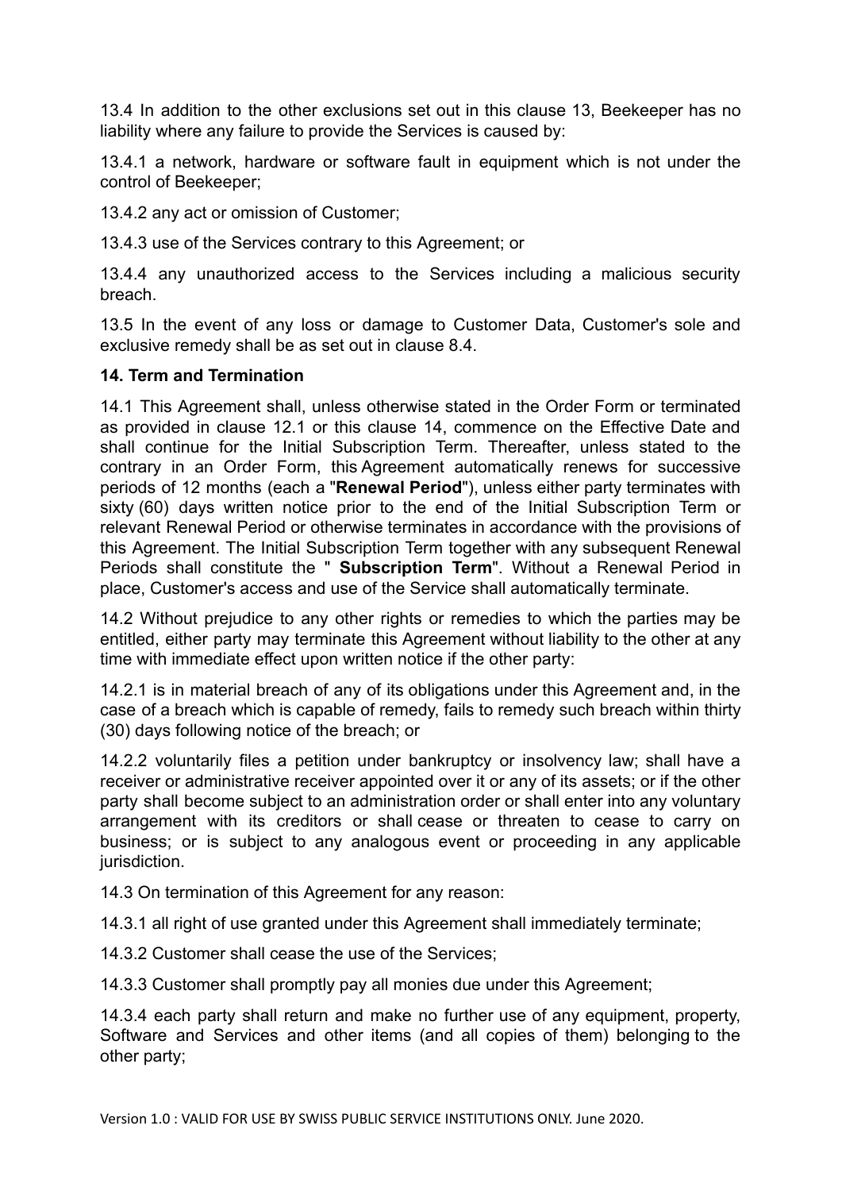13.4 In addition to the other exclusions set out in this clause 13, Beekeeper has no liability where any failure to provide the Services is caused by:

13.4.1 a network, hardware or software fault in equipment which is not under the control of Beekeeper;

13.4.2 any act or omission of Customer;

13.4.3 use of the Services contrary to this Agreement; or

13.4.4 any unauthorized access to the Services including a malicious security breach.

13.5 In the event of any loss or damage to Customer Data, Customer's sole and exclusive remedy shall be as set out in clause 8.4.

**14. Term and Termination**

14.1 This Agreement shall, unless otherwise stated in the Order Form or terminated as provided in clause 12.1 or this clause 14, commence on the Effective Date and shall continue for the Initial Subscription Term. Thereafter, unless stated to the contrary in an Order Form, this Agreement automatically renews for successive periods of 12 months (each a "**Renewal Period**"), unless either party terminates with sixty (60) days written notice prior to the end of the Initial Subscription Term or relevant Renewal Period or otherwise terminates in accordance with the provisions of this Agreement. The Initial Subscription Term together with any subsequent Renewal Periods shall constitute the " **Subscription Term**". Without a Renewal Period in place, Customer's access and use of the Service shall automatically terminate.

14.2 Without prejudice to any other rights or remedies to which the parties may be entitled, either party may terminate this Agreement without liability to the other at any time with immediate effect upon written notice if the other party:

14.2.1 is in material breach of any of its obligations under this Agreement and, in the case of a breach which is capable of remedy, fails to remedy such breach within thirty (30) days following notice of the breach; or

14.2.2 voluntarily files a petition under bankruptcy or insolvency law; shall have a receiver or administrative receiver appointed over it or any of its assets; or if the other party shall become subject to an administration order or shall enter into any voluntary arrangement with its creditors or shall cease or threaten to cease to carry on business; or is subject to any analogous event or proceeding in any applicable jurisdiction.

14.3 On termination of this Agreement for any reason:

14.3.1 all right of use granted under this Agreement shall immediately terminate;

14.3.2 Customer shall cease the use of the Services;

14.3.3 Customer shall promptly pay all monies due under this Agreement;

14.3.4 each party shall return and make no further use of any equipment, property, Software and Services and other items (and all copies of them) belonging to the other party;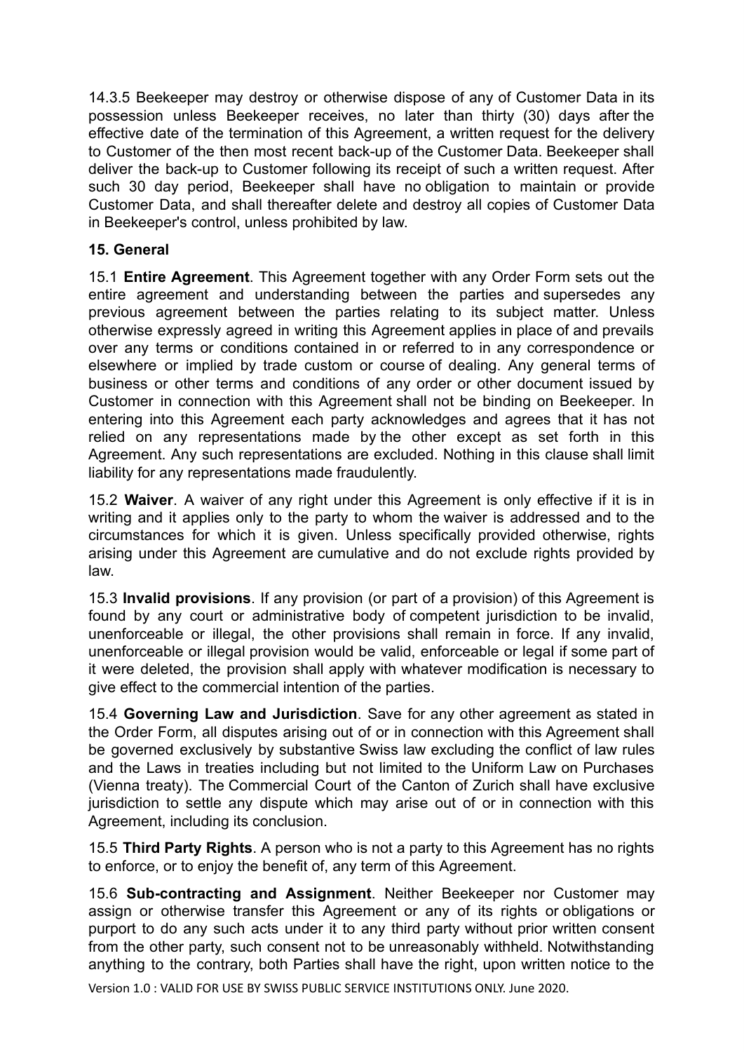14.3.5 Beekeeper may destroy or otherwise dispose of any of Customer Data in its possession unless Beekeeper receives, no later than thirty (30) days after the effective date of the termination of this Agreement, a written request for the delivery to Customer of the then most recent back-up of the Customer Data. Beekeeper shall deliver the back-up to Customer following its receipt of such a written request. After such 30 day period, Beekeeper shall have no obligation to maintain or provide Customer Data, and shall thereafter delete and destroy all copies of Customer Data in Beekeeper's control, unless prohibited by law.

**15. General**

15.1 **Entire Agreement**. This Agreement together with any Order Form sets out the entire agreement and understanding between the parties and supersedes any previous agreement between the parties relating to its subject matter. Unless otherwise expressly agreed in writing this Agreement applies in place of and prevails over any terms or conditions contained in or referred to in any correspondence or elsewhere or implied by trade custom or course of dealing. Any general terms of business or other terms and conditions of any order or other document issued by Customer in connection with this Agreement shall not be binding on Beekeeper. In entering into this Agreement each party acknowledges and agrees that it has not relied on any representations made by the other except as set forth in this Agreement. Any such representations are excluded. Nothing in this clause shall limit liability for any representations made fraudulently.

15.2 **Waiver**. A waiver of any right under this Agreement is only effective if it is in writing and it applies only to the party to whom the waiver is addressed and to the circumstances for which it is given. Unless specifically provided otherwise, rights arising under this Agreement are cumulative and do not exclude rights provided by law.

15.3 **Invalid provisions**. If any provision (or part of a provision) of this Agreement is found by any court or administrative body of competent jurisdiction to be invalid, unenforceable or illegal, the other provisions shall remain in force. If any invalid, unenforceable or illegal provision would be valid, enforceable or legal if some part of it were deleted, the provision shall apply with whatever modification is necessary to give effect to the commercial intention of the parties.

15.4 **Governing Law and Jurisdiction**. Save for any other agreement as stated in the Order Form, all disputes arising out of or in connection with this Agreement shall be governed exclusively by substantive Swiss law excluding the conflict of law rules and the Laws in treaties including but not limited to the Uniform Law on Purchases (Vienna treaty). The Commercial Court of the Canton of Zurich shall have exclusive jurisdiction to settle any dispute which may arise out of or in connection with this Agreement, including its conclusion.

15.5 **Third Party Rights**. A person who is not a party to this Agreement has no rights to enforce, or to enjoy the benefit of, any term of this Agreement.

15.6 **Sub-contracting and Assignment**. Neither Beekeeper nor Customer may assign or otherwise transfer this Agreement or any of its rights or obligations or purport to do any such acts under it to any third party without prior written consent from the other party, such consent not to be unreasonably withheld. Notwithstanding anything to the contrary, both Parties shall have the right, upon written notice to the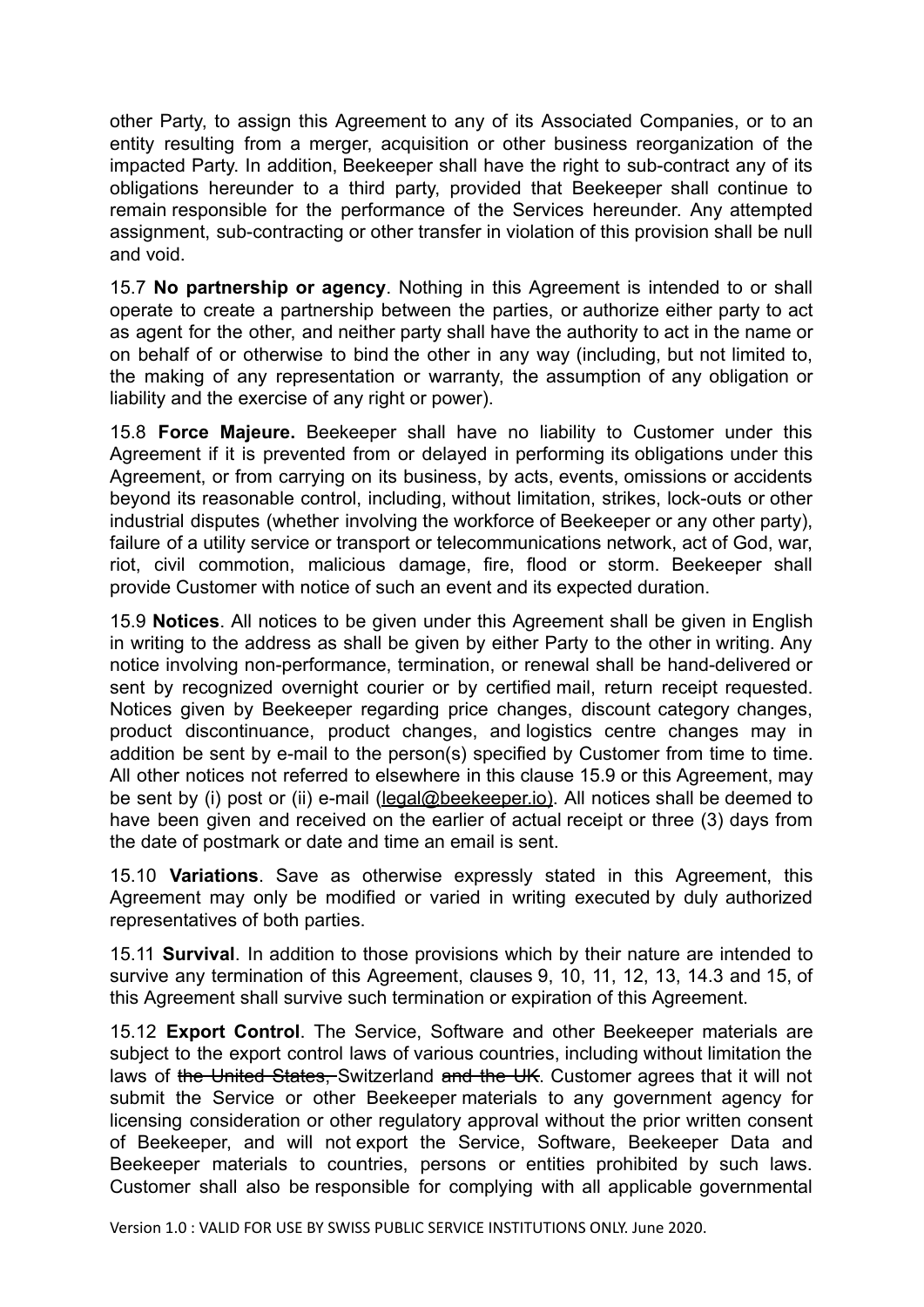other Party, to assign this Agreement to any of its Associated Companies, or to an entity resulting from a merger, acquisition or other business reorganization of the impacted Party. In addition, Beekeeper shall have the right to sub-contract any of its obligations hereunder to a third party, provided that Beekeeper shall continue to remain responsible for the performance of the Services hereunder. Any attempted assignment, sub-contracting or other transfer in violation of this provision shall be null and void.

15.7 **No partnership or agency**. Nothing in this Agreement is intended to or shall operate to create a partnership between the parties, or authorize either party to act as agent for the other, and neither party shall have the authority to act in the name or on behalf of or otherwise to bind the other in any way (including, but not limited to, the making of any representation or warranty, the assumption of any obligation or liability and the exercise of any right or power).

15.8 **Force Majeure.** Beekeeper shall have no liability to Customer under this Agreement if it is prevented from or delayed in performing its obligations under this Agreement, or from carrying on its business, by acts, events, omissions or accidents beyond its reasonable control, including, without limitation, strikes, lock-outs or other industrial disputes (whether involving the workforce of Beekeeper or any other party), failure of a utility service or transport or telecommunications network, act of God, war, riot, civil commotion, malicious damage, fire, flood or storm. Beekeeper shall provide Customer with notice of such an event and its expected duration.

15.9 **Notices**. All notices to be given under this Agreement shall be given in English in writing to the address as shall be given by either Party to the other in writing. Any notice involving non-performance, termination, or renewal shall be hand-delivered or sent by recognized overnight courier or by certified mail, return receipt requested. Notices given by Beekeeper regarding price changes, discount category changes, product discontinuance, product changes, and logistics centre changes may in addition be sent by e-mail to the person(s) specified by Customer from time to time. All other notices not referred to elsewhere in this clause 15.9 or this Agreement, may be sent by (i) post or (ii) e-mail (legal@beekeeper.io). All notices shall be deemed to have been given and received on the earlier of actual receipt or three (3) days from the date of postmark or date and time an email is sent.

15.10 **Variations**. Save as otherwise expressly stated in this Agreement, this Agreement may only be modified or varied in writing executed by duly authorized representatives of both parties.

15.11 **Survival**. In addition to those provisions which by their nature are intended to survive any termination of this Agreement, clauses 9, 10, 11, 12, 13, 14.3 and 15, of this Agreement shall survive such termination or expiration of this Agreement.

15.12 **Export Control**. The Service, Software and other Beekeeper materials are subject to the export control laws of various countries, including without limitation the laws of ~~the United States,~~ Switzerland ~~and the UK~~. Customer agrees that it will not submit the Service or other Beekeeper materials to any government agency for licensing consideration or other regulatory approval without the prior written consent of Beekeeper, and will not export the Service, Software, Beekeeper Data and Beekeeper materials to countries, persons or entities prohibited by such laws. Customer shall also be responsible for complying with all applicable governmental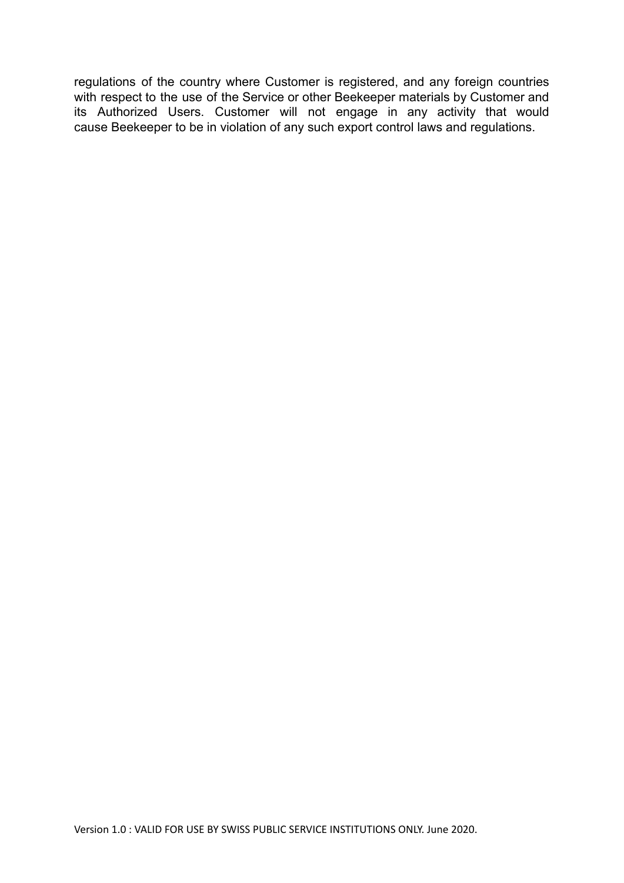regulations of the country where Customer is registered, and any foreign countries with respect to the use of the Service or other Beekeeper materials by Customer and its Authorized Users. Customer will not engage in any activity that would cause Beekeeper to be in violation of any such export control laws and regulations.